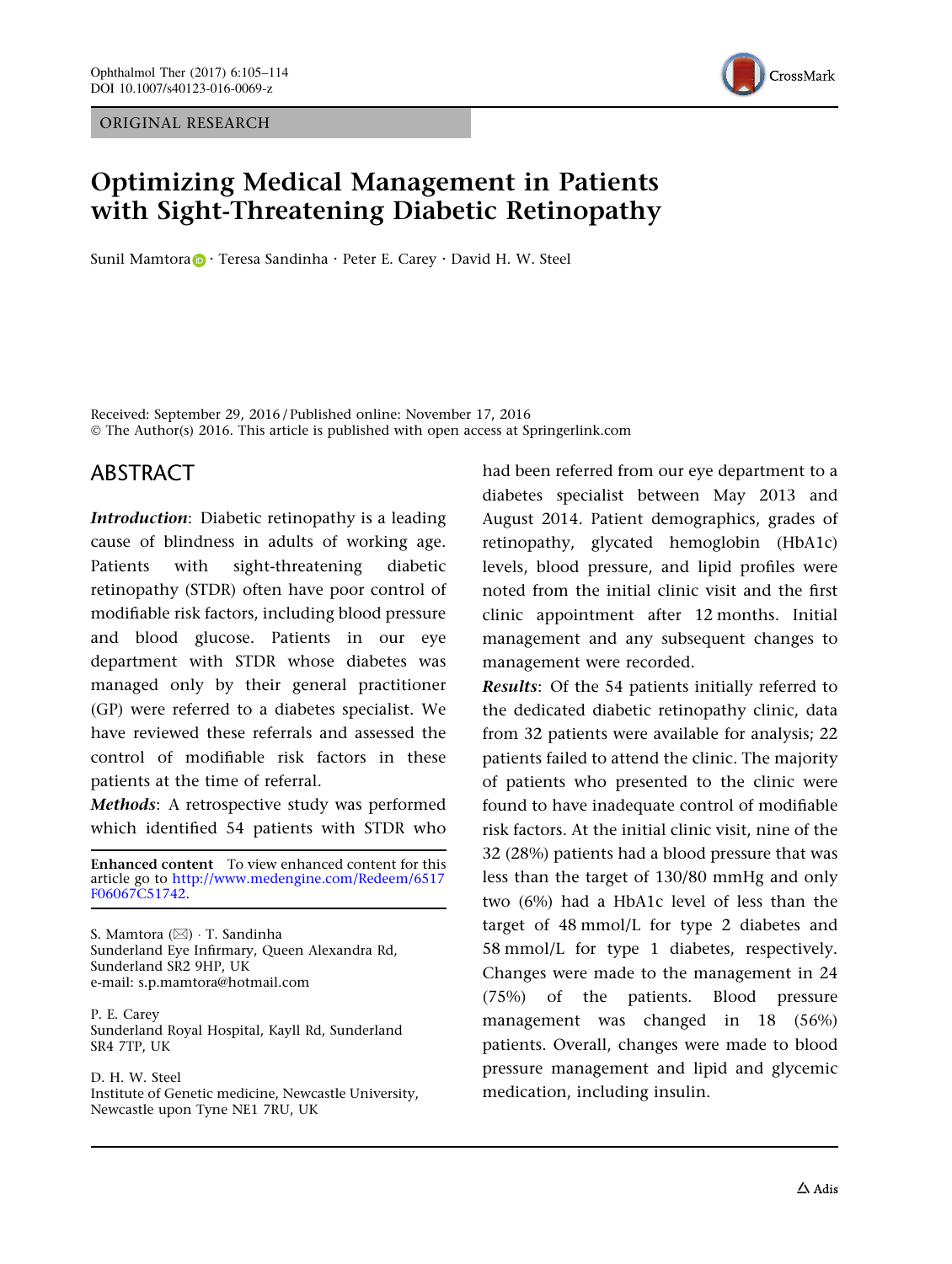ORIGINAL RESEARCH

# Optimizing Medical Management in Patients with Sight-Threatening Diabetic Retinopathy

Sunil Mamtora · Teresa Sandinha · Peter E. Carey · David H. W. Steel

Received: September 29, 2016 / Published online: November 17, 2016
© The Author(s) 2016. This article is published with open access at Springerlink.com

## ABSTRACT

***Introduction***: Diabetic retinopathy is a leading cause of blindness in adults of working age. Patients with sight-threatening diabetic retinopathy (STDR) often have poor control of modifiable risk factors, including blood pressure and blood glucose. Patients in our eye department with STDR whose diabetes was managed only by their general practitioner (GP) were referred to a diabetes specialist. We have reviewed these referrals and assessed the control of modifiable risk factors in these patients at the time of referral.

***Methods***: A retrospective study was performed which identified 54 patients with STDR who had been referred from our eye department to a diabetes specialist between May 2013 and August 2014. Patient demographics, grades of retinopathy, glycated hemoglobin (HbA1c) levels, blood pressure, and lipid profiles were noted from the initial clinic visit and the first clinic appointment after 12 months. Initial management and any subsequent changes to management were recorded.

***Results***: Of the 54 patients initially referred to the dedicated diabetic retinopathy clinic, data from 32 patients were available for analysis; 22 patients failed to attend the clinic. The majority of patients who presented to the clinic were found to have inadequate control of modifiable risk factors. At the initial clinic visit, nine of the 32 (28%) patients had a blood pressure that was less than the target of 130/80 mmHg and only two (6%) had a HbA1c level of less than the target of 48 mmol/L for type 2 diabetes and 58 mmol/L for type 1 diabetes, respectively. Changes were made to the management in 24 (75%) of the patients. Blood pressure management was changed in 18 (56%) patients. Overall, changes were made to blood pressure management and lipid and glycemic medication, including insulin.

**Enhanced content** To view enhanced content for this article go to http://www.medengine.com/Redeem/6517F06067C51742.

S. Mamtora (✉) · T. Sandinha
Sunderland Eye Infirmary, Queen Alexandra Rd, Sunderland SR2 9HP, UK
e-mail: s.p.mamtora@hotmail.com

P. E. Carey
Sunderland Royal Hospital, Kayll Rd, Sunderland SR4 7TP, UK

D. H. W. Steel
Institute of Genetic medicine, Newcastle University, Newcastle upon Tyne NE1 7RU, UK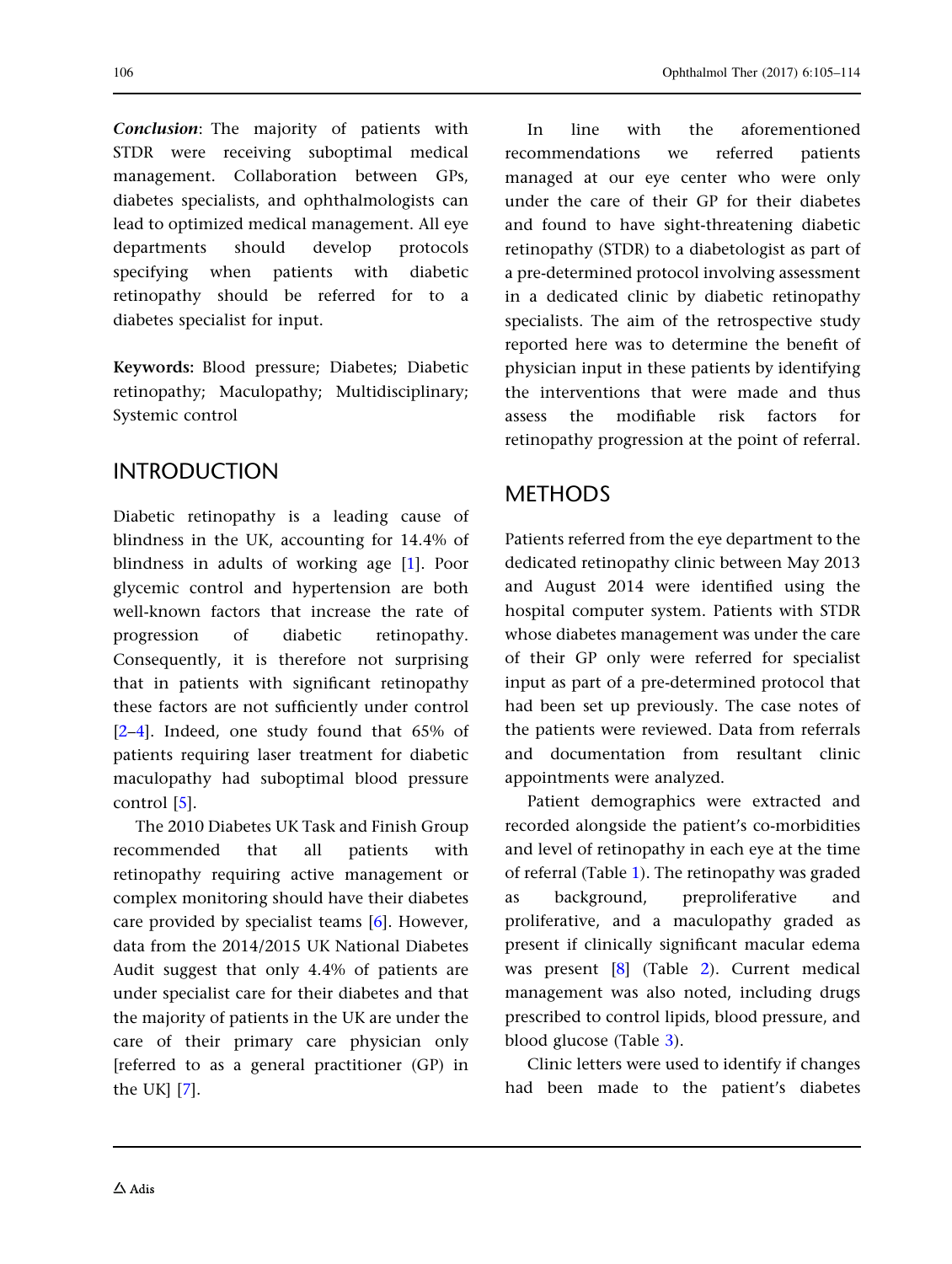***Conclusion***: The majority of patients with STDR were receiving suboptimal medical management. Collaboration between GPs, diabetes specialists, and ophthalmologists can lead to optimized medical management. All eye departments should develop protocols specifying when patients with diabetic retinopathy should be referred for to a diabetes specialist for input.

**Keywords:** Blood pressure; Diabetes; Diabetic retinopathy; Maculopathy; Multidisciplinary; Systemic control

## INTRODUCTION

Diabetic retinopathy is a leading cause of blindness in the UK, accounting for 14.4% of blindness in adults of working age [1]. Poor glycemic control and hypertension are both well-known factors that increase the rate of progression of diabetic retinopathy. Consequently, it is therefore not surprising that in patients with significant retinopathy these factors are not sufficiently under control [2–4]. Indeed, one study found that 65% of patients requiring laser treatment for diabetic maculopathy had suboptimal blood pressure control [5].

The 2010 Diabetes UK Task and Finish Group recommended that all patients with retinopathy requiring active management or complex monitoring should have their diabetes care provided by specialist teams [6]. However, data from the 2014/2015 UK National Diabetes Audit suggest that only 4.4% of patients are under specialist care for their diabetes and that the majority of patients in the UK are under the care of their primary care physician only [referred to as a general practitioner (GP) in the UK] [7].

In line with the aforementioned recommendations we referred patients managed at our eye center who were only under the care of their GP for their diabetes and found to have sight-threatening diabetic retinopathy (STDR) to a diabetologist as part of a pre-determined protocol involving assessment in a dedicated clinic by diabetic retinopathy specialists. The aim of the retrospective study reported here was to determine the benefit of physician input in these patients by identifying the interventions that were made and thus assess the modifiable risk factors for retinopathy progression at the point of referral.

## METHODS

Patients referred from the eye department to the dedicated retinopathy clinic between May 2013 and August 2014 were identified using the hospital computer system. Patients with STDR whose diabetes management was under the care of their GP only were referred for specialist input as part of a pre-determined protocol that had been set up previously. The case notes of the patients were reviewed. Data from referrals and documentation from resultant clinic appointments were analyzed.

Patient demographics were extracted and recorded alongside the patient's co-morbidities and level of retinopathy in each eye at the time of referral (Table 1). The retinopathy was graded as background, preproliferative and proliferative, and a maculopathy graded as present if clinically significant macular edema was present [8] (Table 2). Current medical management was also noted, including drugs prescribed to control lipids, blood pressure, and blood glucose (Table 3).

Clinic letters were used to identify if changes had been made to the patient's diabetes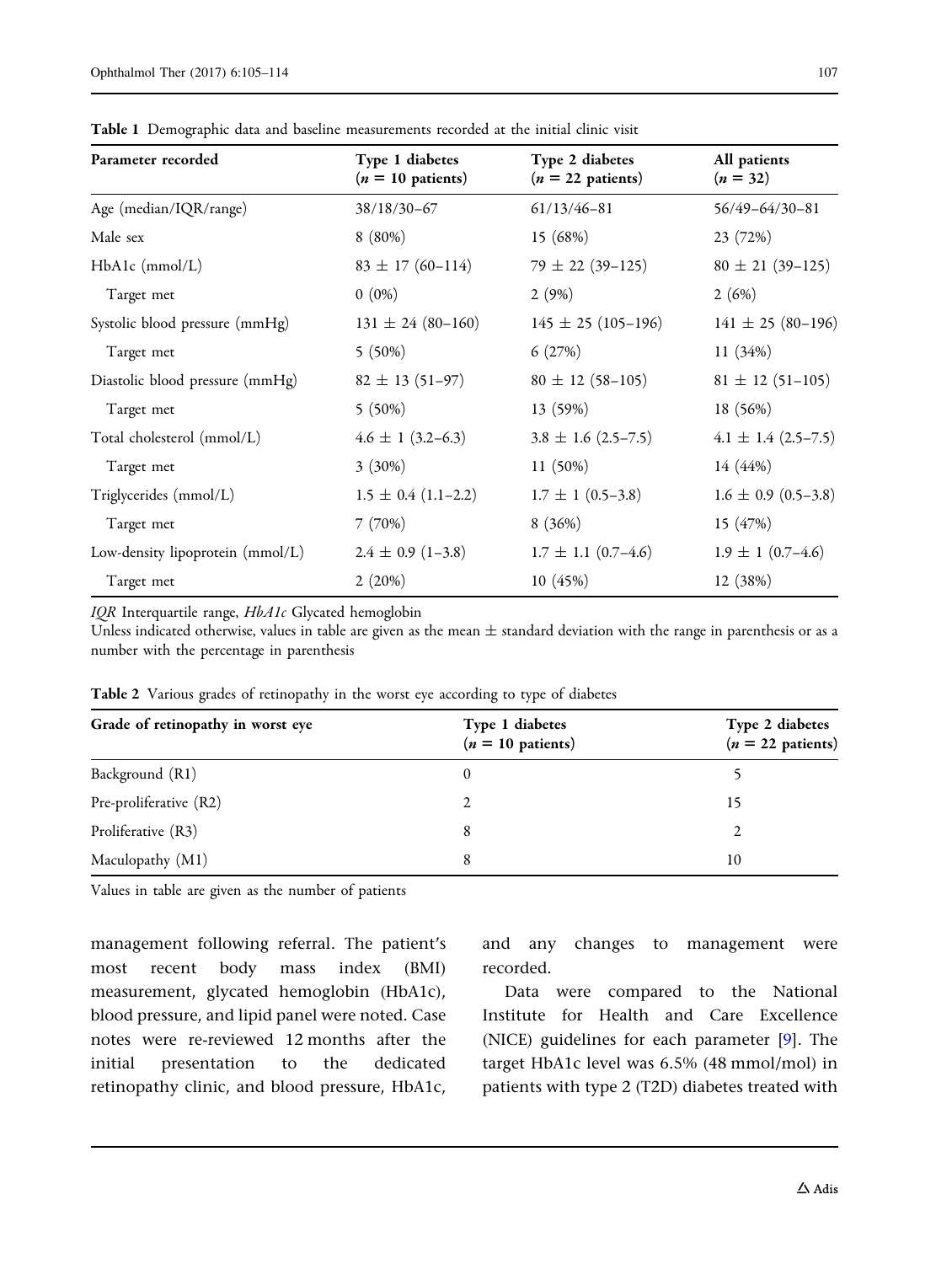**Table 1** Demographic data and baseline measurements recorded at the initial clinic visit

| Parameter recorded | Type 1 diabetes ($n = 10$ patients) | Type 2 diabetes ($n = 22$ patients) | All patients ($n = 32$) |
|---|---|---|---|
| Age (median/IQR/range) | 38/18/30–67 | 61/13/46–81 | 56/49–64/30–81 |
| Male sex | 8 (80%) | 15 (68%) | 23 (72%) |
| HbA1c (mmol/L) | 83 ± 17 (60–114) | 79 ± 22 (39–125) | 80 ± 21 (39–125) |
| Target met | 0 (0%) | 2 (9%) | 2 (6%) |
| Systolic blood pressure (mmHg) | 131 ± 24 (80–160) | 145 ± 25 (105–196) | 141 ± 25 (80–196) |
| Target met | 5 (50%) | 6 (27%) | 11 (34%) |
| Diastolic blood pressure (mmHg) | 82 ± 13 (51–97) | 80 ± 12 (58–105) | 81 ± 12 (51–105) |
| Target met | 5 (50%) | 13 (59%) | 18 (56%) |
| Total cholesterol (mmol/L) | 4.6 ± 1 (3.2–6.3) | 3.8 ± 1.6 (2.5–7.5) | 4.1 ± 1.4 (2.5–7.5) |
| Target met | 3 (30%) | 11 (50%) | 14 (44%) |
| Triglycerides (mmol/L) | 1.5 ± 0.4 (1.1–2.2) | 1.7 ± 1 (0.5–3.8) | 1.6 ± 0.9 (0.5–3.8) |
| Target met | 7 (70%) | 8 (36%) | 15 (47%) |
| Low-density lipoprotein (mmol/L) | 2.4 ± 0.9 (1–3.8) | 1.7 ± 1.1 (0.7–4.6) | 1.9 ± 1 (0.7–4.6) |
| Target met | 2 (20%) | 10 (45%) | 12 (38%) |

*IQR* Interquartile range, *HbA1c* Glycated hemoglobin
Unless indicated otherwise, values in table are given as the mean ± standard deviation with the range in parenthesis or as a number with the percentage in parenthesis

**Table 2** Various grades of retinopathy in the worst eye according to type of diabetes

| Grade of retinopathy in worst eye | Type 1 diabetes ($n = 10$ patients) | Type 2 diabetes ($n = 22$ patients) |
|---|---|---|
| Background (R1) | 0 | 5 |
| Pre-proliferative (R2) | 2 | 15 |
| Proliferative (R3) | 8 | 2 |
| Maculopathy (M1) | 8 | 10 |

Values in table are given as the number of patients

management following referral. The patient's most recent body mass index (BMI) measurement, glycated hemoglobin (HbA1c), blood pressure, and lipid panel were noted. Case notes were re-reviewed 12 months after the initial presentation to the dedicated retinopathy clinic, and blood pressure, HbA1c, and any changes to management were recorded.

Data were compared to the National Institute for Health and Care Excellence (NICE) guidelines for each parameter [9]. The target HbA1c level was 6.5% (48 mmol/mol) in patients with type 2 (T2D) diabetes treated with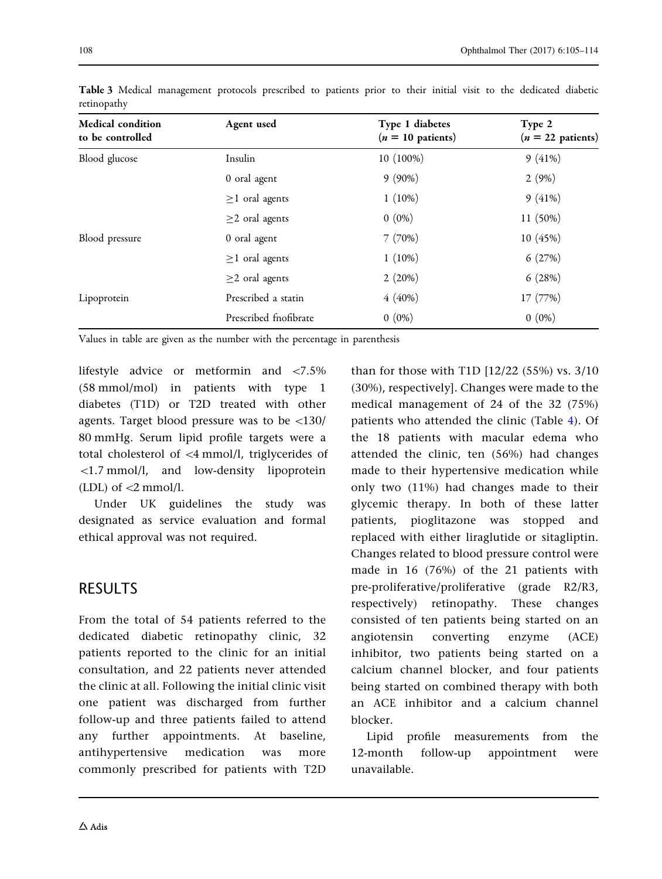**Table 3** Medical management protocols prescribed to patients prior to their initial visit to the dedicated diabetic retinopathy

| Medical condition to be controlled | Agent used | Type 1 diabetes ($n = 10$ patients) | Type 2 ($n = 22$ patients) |
|---|---|---|---|
| Blood glucose | Insulin | 10 (100%) | 9 (41%) |
| | 0 oral agent | 9 (90%) | 2 (9%) |
| | ≥1 oral agents | 1 (10%) | 9 (41%) |
| | ≥2 oral agents | 0 (0%) | 11 (50%) |
| Blood pressure | 0 oral agent | 7 (70%) | 10 (45%) |
| | ≥1 oral agents | 1 (10%) | 6 (27%) |
| | ≥2 oral agents | 2 (20%) | 6 (28%) |
| Lipoprotein | Prescribed a statin | 4 (40%) | 17 (77%) |
| | Prescribed fnofibrate | 0 (0%) | 0 (0%) |

Values in table are given as the number with the percentage in parenthesis

lifestyle advice or metformin and <7.5% (58 mmol/mol) in patients with type 1 diabetes (T1D) or T2D treated with other agents. Target blood pressure was to be <130/80 mmHg. Serum lipid profile targets were a total cholesterol of <4 mmol/l, triglycerides of <1.7 mmol/l, and low-density lipoprotein (LDL) of <2 mmol/l.

Under UK guidelines the study was designated as service evaluation and formal ethical approval was not required.

## RESULTS

From the total of 54 patients referred to the dedicated diabetic retinopathy clinic, 32 patients reported to the clinic for an initial consultation, and 22 patients never attended the clinic at all. Following the initial clinic visit one patient was discharged from further follow-up and three patients failed to attend any further appointments. At baseline, antihypertensive medication was more commonly prescribed for patients with T2D than for those with T1D [12/22 (55%) vs. 3/10 (30%), respectively]. Changes were made to the medical management of 24 of the 32 (75%) patients who attended the clinic (Table 4). Of the 18 patients with macular edema who attended the clinic, ten (56%) had changes made to their hypertensive medication while only two (11%) had changes made to their glycemic therapy. In both of these latter patients, pioglitazone was stopped and replaced with either liraglutide or sitagliptin. Changes related to blood pressure control were made in 16 (76%) of the 21 patients with pre-proliferative/proliferative (grade R2/R3, respectively) retinopathy. These changes consisted of ten patients being started on an angiotensin converting enzyme (ACE) inhibitor, two patients being started on a calcium channel blocker, and four patients being started on combined therapy with both an ACE inhibitor and a calcium channel blocker.

Lipid profile measurements from the 12-month follow-up appointment were unavailable.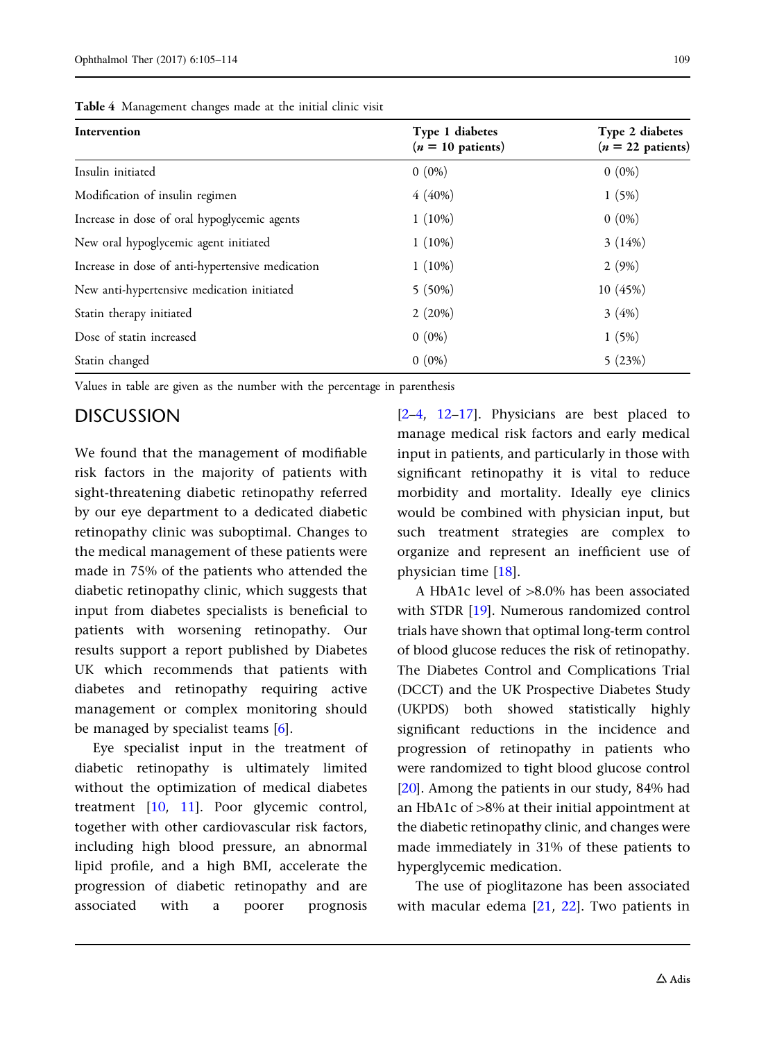Table 4 Management changes made at the initial clinic visit

| Intervention | Type 1 diabetes ($n$ = 10 patients) | Type 2 diabetes ($n$ = 22 patients) |
|---|---|---|
| Insulin initiated | 0 (0%) | 0 (0%) |
| Modification of insulin regimen | 4 (40%) | 1 (5%) |
| Increase in dose of oral hypoglycemic agents | 1 (10%) | 0 (0%) |
| New oral hypoglycemic agent initiated | 1 (10%) | 3 (14%) |
| Increase in dose of anti-hypertensive medication | 1 (10%) | 2 (9%) |
| New anti-hypertensive medication initiated | 5 (50%) | 10 (45%) |
| Statin therapy initiated | 2 (20%) | 3 (4%) |
| Dose of statin increased | 0 (0%) | 1 (5%) |
| Statin changed | 0 (0%) | 5 (23%) |

Values in table are given as the number with the percentage in parenthesis

## DISCUSSION

We found that the management of modifiable risk factors in the majority of patients with sight-threatening diabetic retinopathy referred by our eye department to a dedicated diabetic retinopathy clinic was suboptimal. Changes to the medical management of these patients were made in 75% of the patients who attended the diabetic retinopathy clinic, which suggests that input from diabetes specialists is beneficial to patients with worsening retinopathy. Our results support a report published by Diabetes UK which recommends that patients with diabetes and retinopathy requiring active management or complex monitoring should be managed by specialist teams [6].

Eye specialist input in the treatment of diabetic retinopathy is ultimately limited without the optimization of medical diabetes treatment [10, 11]. Poor glycemic control, together with other cardiovascular risk factors, including high blood pressure, an abnormal lipid profile, and a high BMI, accelerate the progression of diabetic retinopathy and are associated with a poorer prognosis [2–4, 12–17]. Physicians are best placed to manage medical risk factors and early medical input in patients, and particularly in those with significant retinopathy it is vital to reduce morbidity and mortality. Ideally eye clinics would be combined with physician input, but such treatment strategies are complex to organize and represent an inefficient use of physician time [18].

A HbA1c level of >8.0% has been associated with STDR [19]. Numerous randomized control trials have shown that optimal long-term control of blood glucose reduces the risk of retinopathy. The Diabetes Control and Complications Trial (DCCT) and the UK Prospective Diabetes Study (UKPDS) both showed statistically highly significant reductions in the incidence and progression of retinopathy in patients who were randomized to tight blood glucose control [20]. Among the patients in our study, 84% had an HbA1c of >8% at their initial appointment at the diabetic retinopathy clinic, and changes were made immediately in 31% of these patients to hyperglycemic medication.

The use of pioglitazone has been associated with macular edema [21, 22]. Two patients in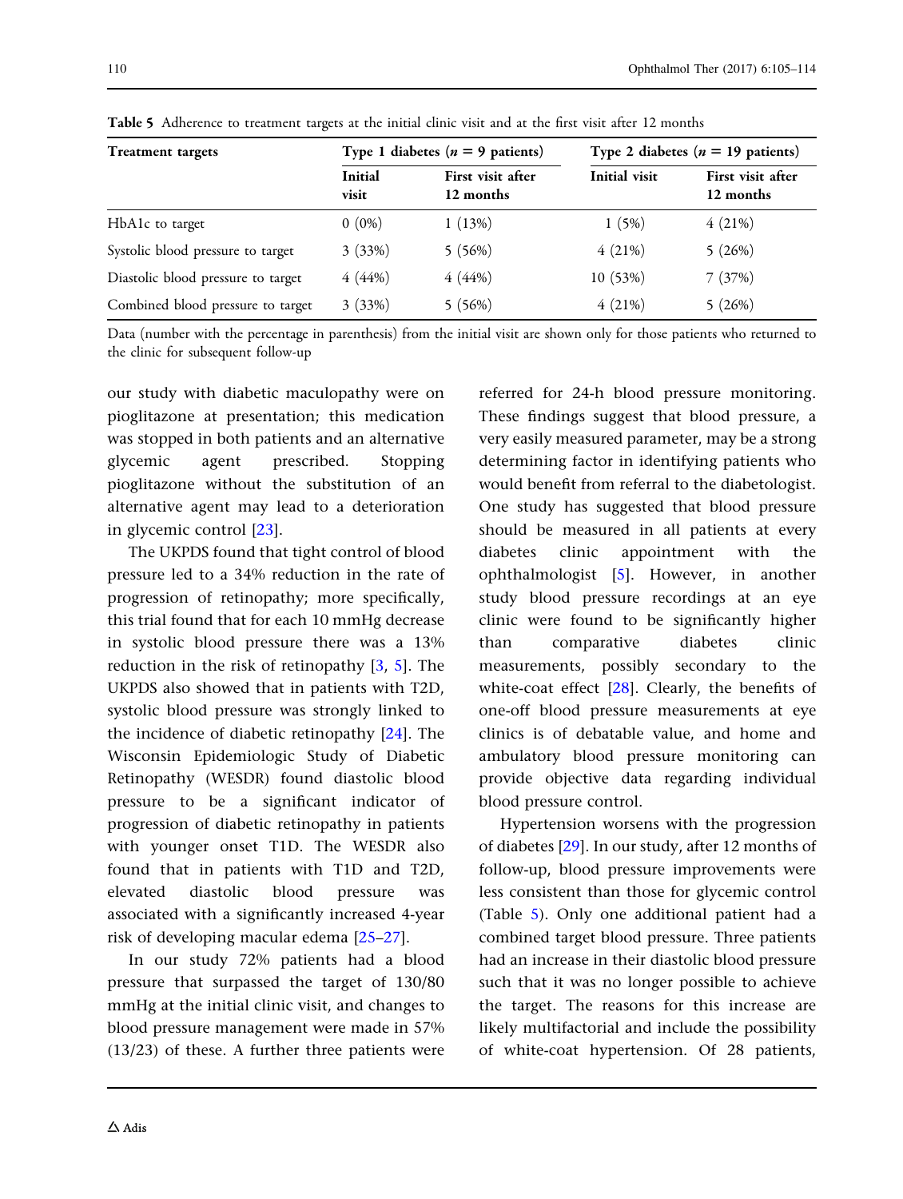**Table 5** Adherence to treatment targets at the initial clinic visit and at the first visit after 12 months

| Treatment targets | Type 1 diabetes ($n$ = 9 patients) | | Type 2 diabetes ($n$ = 19 patients) | |
|---|---|---|---|---|
| | Initial visit | First visit after 12 months | Initial visit | First visit after 12 months |
| HbA1c to target | 0 (0%) | 1 (13%) | 1 (5%) | 4 (21%) |
| Systolic blood pressure to target | 3 (33%) | 5 (56%) | 4 (21%) | 5 (26%) |
| Diastolic blood pressure to target | 4 (44%) | 4 (44%) | 10 (53%) | 7 (37%) |
| Combined blood pressure to target | 3 (33%) | 5 (56%) | 4 (21%) | 5 (26%) |

Data (number with the percentage in parenthesis) from the initial visit are shown only for those patients who returned to the clinic for subsequent follow-up

our study with diabetic maculopathy were on pioglitazone at presentation; this medication was stopped in both patients and an alternative glycemic agent prescribed. Stopping pioglitazone without the substitution of an alternative agent may lead to a deterioration in glycemic control [23].

The UKPDS found that tight control of blood pressure led to a 34% reduction in the rate of progression of retinopathy; more specifically, this trial found that for each 10 mmHg decrease in systolic blood pressure there was a 13% reduction in the risk of retinopathy [3, 5]. The UKPDS also showed that in patients with T2D, systolic blood pressure was strongly linked to the incidence of diabetic retinopathy [24]. The Wisconsin Epidemiologic Study of Diabetic Retinopathy (WESDR) found diastolic blood pressure to be a significant indicator of progression of diabetic retinopathy in patients with younger onset T1D. The WESDR also found that in patients with T1D and T2D, elevated diastolic blood pressure was associated with a significantly increased 4-year risk of developing macular edema [25–27].

In our study 72% patients had a blood pressure that surpassed the target of 130/80 mmHg at the initial clinic visit, and changes to blood pressure management were made in 57% (13/23) of these. A further three patients were referred for 24-h blood pressure monitoring. These findings suggest that blood pressure, a very easily measured parameter, may be a strong determining factor in identifying patients who would benefit from referral to the diabetologist. One study has suggested that blood pressure should be measured in all patients at every diabetes clinic appointment with the ophthalmologist [5]. However, in another study blood pressure recordings at an eye clinic were found to be significantly higher than comparative diabetes clinic measurements, possibly secondary to the white-coat effect [28]. Clearly, the benefits of one-off blood pressure measurements at eye clinics is of debatable value, and home and ambulatory blood pressure monitoring can provide objective data regarding individual blood pressure control.

Hypertension worsens with the progression of diabetes [29]. In our study, after 12 months of follow-up, blood pressure improvements were less consistent than those for glycemic control (Table 5). Only one additional patient had a combined target blood pressure. Three patients had an increase in their diastolic blood pressure such that it was no longer possible to achieve the target. The reasons for this increase are likely multifactorial and include the possibility of white-coat hypertension. Of 28 patients,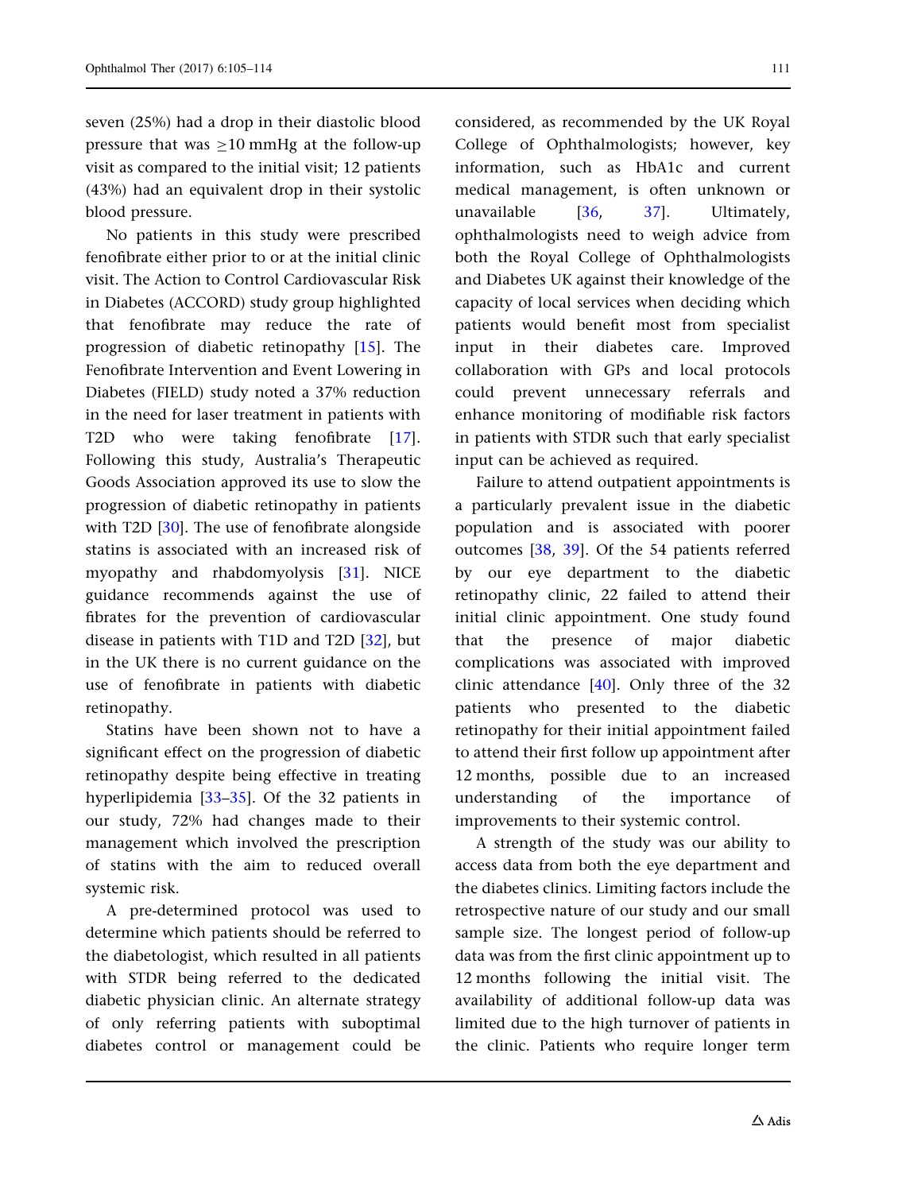seven (25%) had a drop in their diastolic blood pressure that was $\geq$10 mmHg at the follow-up visit as compared to the initial visit; 12 patients (43%) had an equivalent drop in their systolic blood pressure.

No patients in this study were prescribed fenofibrate either prior to or at the initial clinic visit. The Action to Control Cardiovascular Risk in Diabetes (ACCORD) study group highlighted that fenofibrate may reduce the rate of progression of diabetic retinopathy [15]. The Fenofibrate Intervention and Event Lowering in Diabetes (FIELD) study noted a 37% reduction in the need for laser treatment in patients with T2D who were taking fenofibrate [17]. Following this study, Australia's Therapeutic Goods Association approved its use to slow the progression of diabetic retinopathy in patients with T2D [30]. The use of fenofibrate alongside statins is associated with an increased risk of myopathy and rhabdomyolysis [31]. NICE guidance recommends against the use of fibrates for the prevention of cardiovascular disease in patients with T1D and T2D [32], but in the UK there is no current guidance on the use of fenofibrate in patients with diabetic retinopathy.

Statins have been shown not to have a significant effect on the progression of diabetic retinopathy despite being effective in treating hyperlipidemia [33–35]. Of the 32 patients in our study, 72% had changes made to their management which involved the prescription of statins with the aim to reduced overall systemic risk.

A pre-determined protocol was used to determine which patients should be referred to the diabetologist, which resulted in all patients with STDR being referred to the dedicated diabetic physician clinic. An alternate strategy of only referring patients with suboptimal diabetes control or management could be considered, as recommended by the UK Royal College of Ophthalmologists; however, key information, such as HbA1c and current medical management, is often unknown or unavailable [36, 37]. Ultimately, ophthalmologists need to weigh advice from both the Royal College of Ophthalmologists and Diabetes UK against their knowledge of the capacity of local services when deciding which patients would benefit most from specialist input in their diabetes care. Improved collaboration with GPs and local protocols could prevent unnecessary referrals and enhance monitoring of modifiable risk factors in patients with STDR such that early specialist input can be achieved as required.

Failure to attend outpatient appointments is a particularly prevalent issue in the diabetic population and is associated with poorer outcomes [38, 39]. Of the 54 patients referred by our eye department to the diabetic retinopathy clinic, 22 failed to attend their initial clinic appointment. One study found that the presence of major diabetic complications was associated with improved clinic attendance [40]. Only three of the 32 patients who presented to the diabetic retinopathy for their initial appointment failed to attend their first follow up appointment after 12 months, possible due to an increased understanding of the importance of improvements to their systemic control.

A strength of the study was our ability to access data from both the eye department and the diabetes clinics. Limiting factors include the retrospective nature of our study and our small sample size. The longest period of follow-up data was from the first clinic appointment up to 12 months following the initial visit. The availability of additional follow-up data was limited due to the high turnover of patients in the clinic. Patients who require longer term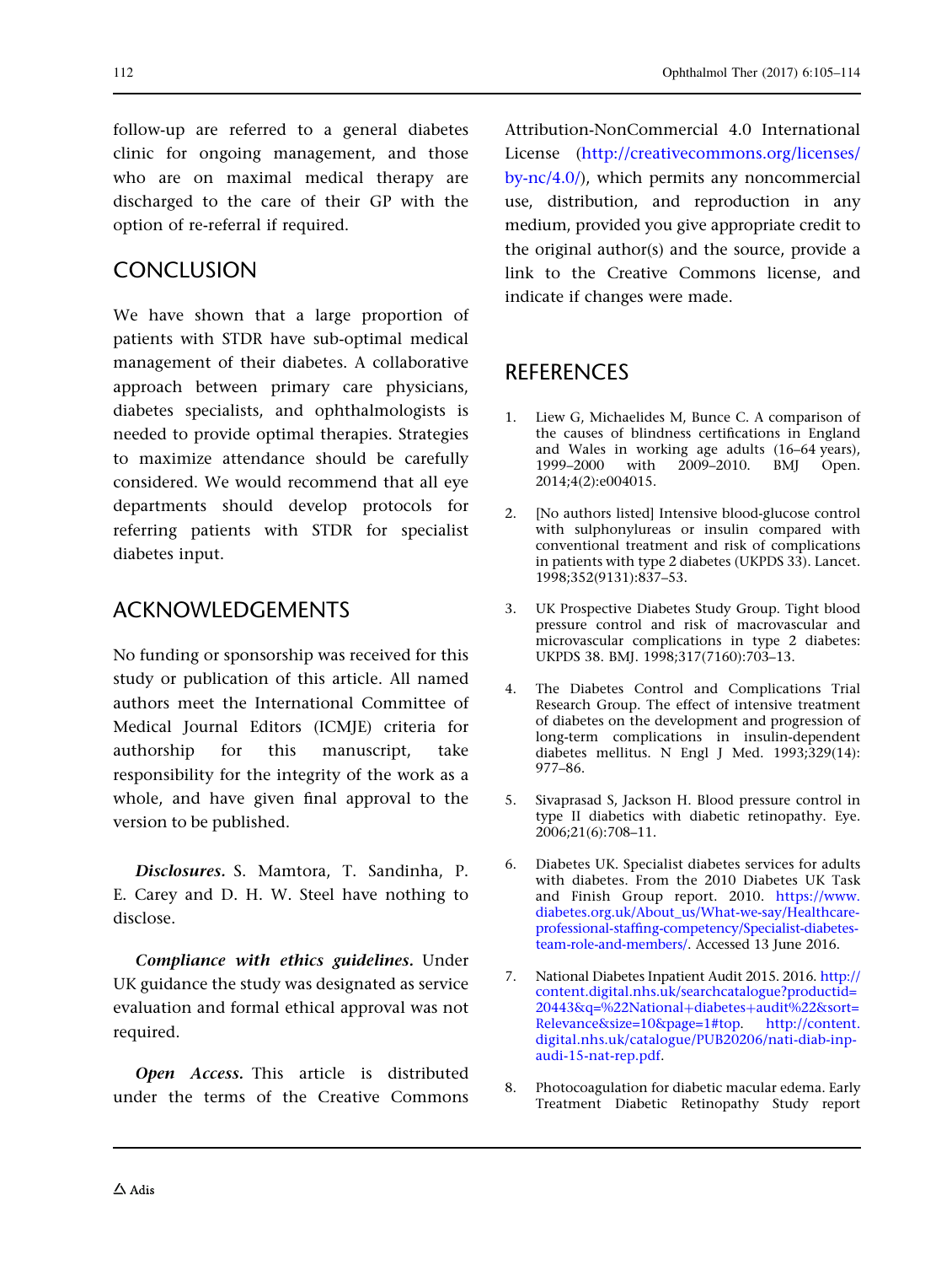follow-up are referred to a general diabetes clinic for ongoing management, and those who are on maximal medical therapy are discharged to the care of their GP with the option of re-referral if required.

## CONCLUSION

We have shown that a large proportion of patients with STDR have sub-optimal medical management of their diabetes. A collaborative approach between primary care physicians, diabetes specialists, and ophthalmologists is needed to provide optimal therapies. Strategies to maximize attendance should be carefully considered. We would recommend that all eye departments should develop protocols for referring patients with STDR for specialist diabetes input.

## ACKNOWLEDGEMENTS

No funding or sponsorship was received for this study or publication of this article. All named authors meet the International Committee of Medical Journal Editors (ICMJE) criteria for authorship for this manuscript, take responsibility for the integrity of the work as a whole, and have given final approval to the version to be published.

***Disclosures.*** S. Mamtora, T. Sandinha, P. E. Carey and D. H. W. Steel have nothing to disclose.

***Compliance with ethics guidelines.*** Under UK guidance the study was designated as service evaluation and formal ethical approval was not required.

***Open Access.*** This article is distributed under the terms of the Creative Commons Attribution-NonCommercial 4.0 International License (http://creativecommons.org/licenses/by-nc/4.0/), which permits any noncommercial use, distribution, and reproduction in any medium, provided you give appropriate credit to the original author(s) and the source, provide a link to the Creative Commons license, and indicate if changes were made.

## REFERENCES

1. Liew G, Michaelides M, Bunce C. A comparison of the causes of blindness certifications in England and Wales in working age adults (16–64 years), 1999–2000 with 2009–2010. BMJ Open. 2014;4(2):e004015.
2. [No authors listed] Intensive blood-glucose control with sulphonylureas or insulin compared with conventional treatment and risk of complications in patients with type 2 diabetes (UKPDS 33). Lancet. 1998;352(9131):837–53.
3. UK Prospective Diabetes Study Group. Tight blood pressure control and risk of macrovascular and microvascular complications in type 2 diabetes: UKPDS 38. BMJ. 1998;317(7160):703–13.
4. The Diabetes Control and Complications Trial Research Group. The effect of intensive treatment of diabetes on the development and progression of long-term complications in insulin-dependent diabetes mellitus. N Engl J Med. 1993;329(14): 977–86.
5. Sivaprasad S, Jackson H. Blood pressure control in type II diabetics with diabetic retinopathy. Eye. 2006;21(6):708–11.
6. Diabetes UK. Specialist diabetes services for adults with diabetes. From the 2010 Diabetes UK Task and Finish Group report. 2010. https://www.diabetes.org.uk/About_us/What-we-say/Healthcare-professional-staffing-competency/Specialist-diabetes-team-role-and-members/. Accessed 13 June 2016.
7. National Diabetes Inpatient Audit 2015. 2016. http://content.digital.nhs.uk/searchcatalogue?productid=20443&q=%22National+diabetes+audit%22&sort=Relevance&size=10&page=1#top. http://content.digital.nhs.uk/catalogue/PUB20206/nati-diab-inp-audi-15-nat-rep.pdf.
8. Photocoagulation for diabetic macular edema. Early Treatment Diabetic Retinopathy Study report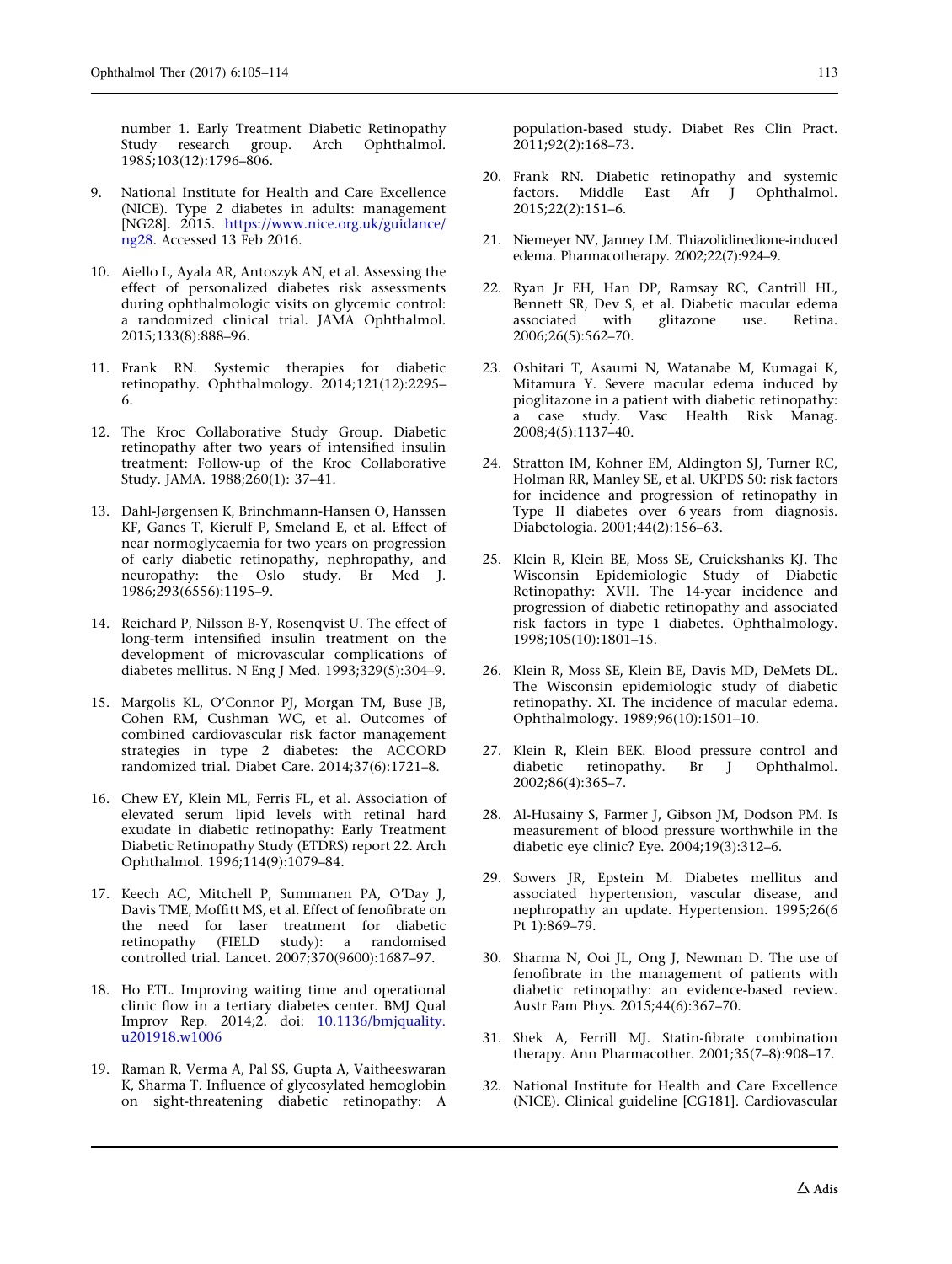number 1. Early Treatment Diabetic Retinopathy Study research group. Arch Ophthalmol. 1985;103(12):1796–806.

9. National Institute for Health and Care Excellence (NICE). Type 2 diabetes in adults: management [NG28]. 2015. https://www.nice.org.uk/guidance/ng28. Accessed 13 Feb 2016.

10. Aiello L, Ayala AR, Antoszyk AN, et al. Assessing the effect of personalized diabetes risk assessments during ophthalmologic visits on glycemic control: a randomized clinical trial. JAMA Ophthalmol. 2015;133(8):888–96.

11. Frank RN. Systemic therapies for diabetic retinopathy. Ophthalmology. 2014;121(12):2295–6.

12. The Kroc Collaborative Study Group. Diabetic retinopathy after two years of intensified insulin treatment: Follow-up of the Kroc Collaborative Study. JAMA. 1988;260(1): 37–41.

13. Dahl-Jørgensen K, Brinchmann-Hansen O, Hanssen KF, Ganes T, Kierulf P, Smeland E, et al. Effect of near normoglycaemia for two years on progression of early diabetic retinopathy, nephropathy, and neuropathy: the Oslo study. Br Med J. 1986;293(6556):1195–9.

14. Reichard P, Nilsson B-Y, Rosenqvist U. The effect of long-term intensified insulin treatment on the development of microvascular complications of diabetes mellitus. N Eng J Med. 1993;329(5):304–9.

15. Margolis KL, O'Connor PJ, Morgan TM, Buse JB, Cohen RM, Cushman WC, et al. Outcomes of combined cardiovascular risk factor management strategies in type 2 diabetes: the ACCORD randomized trial. Diabet Care. 2014;37(6):1721–8.

16. Chew EY, Klein ML, Ferris FL, et al. Association of elevated serum lipid levels with retinal hard exudate in diabetic retinopathy: Early Treatment Diabetic Retinopathy Study (ETDRS) report 22. Arch Ophthalmol. 1996;114(9):1079–84.

17. Keech AC, Mitchell P, Summanen PA, O'Day J, Davis TME, Moffitt MS, et al. Effect of fenofibrate on the need for laser treatment for diabetic retinopathy (FIELD study): a randomised controlled trial. Lancet. 2007;370(9600):1687–97.

18. Ho ETL. Improving waiting time and operational clinic flow in a tertiary diabetes center. BMJ Qual Improv Rep. 2014;2. doi: 10.1136/bmjquality.u201918.w1006

19. Raman R, Verma A, Pal SS, Gupta A, Vaitheeswaran K, Sharma T. Influence of glycosylated hemoglobin on sight-threatening diabetic retinopathy: A population-based study. Diabet Res Clin Pract. 2011;92(2):168–73.

20. Frank RN. Diabetic retinopathy and systemic factors. Middle East Afr J Ophthalmol. 2015;22(2):151–6.

21. Niemeyer NV, Janney LM. Thiazolidinedione-induced edema. Pharmacotherapy. 2002;22(7):924–9.

22. Ryan Jr EH, Han DP, Ramsay RC, Cantrill HL, Bennett SR, Dev S, et al. Diabetic macular edema associated with glitazone use. Retina. 2006;26(5):562–70.

23. Oshitari T, Asaumi N, Watanabe M, Kumagai K, Mitamura Y. Severe macular edema induced by pioglitazone in a patient with diabetic retinopathy: a case study. Vasc Health Risk Manag. 2008;4(5):1137–40.

24. Stratton IM, Kohner EM, Aldington SJ, Turner RC, Holman RR, Manley SE, et al. UKPDS 50: risk factors for incidence and progression of retinopathy in Type II diabetes over 6 years from diagnosis. Diabetologia. 2001;44(2):156–63.

25. Klein R, Klein BE, Moss SE, Cruickshanks KJ. The Wisconsin Epidemiologic Study of Diabetic Retinopathy: XVII. The 14-year incidence and progression of diabetic retinopathy and associated risk factors in type 1 diabetes. Ophthalmology. 1998;105(10):1801–15.

26. Klein R, Moss SE, Klein BE, Davis MD, DeMets DL. The Wisconsin epidemiologic study of diabetic retinopathy. XI. The incidence of macular edema. Ophthalmology. 1989;96(10):1501–10.

27. Klein R, Klein BEK. Blood pressure control and diabetic retinopathy. Br J Ophthalmol. 2002;86(4):365–7.

28. Al-Husainy S, Farmer J, Gibson JM, Dodson PM. Is measurement of blood pressure worthwhile in the diabetic eye clinic? Eye. 2004;19(3):312–6.

29. Sowers JR, Epstein M. Diabetes mellitus and associated hypertension, vascular disease, and nephropathy an update. Hypertension. 1995;26(6 Pt 1):869–79.

30. Sharma N, Ooi JL, Ong J, Newman D. The use of fenofibrate in the management of patients with diabetic retinopathy: an evidence-based review. Austr Fam Phys. 2015;44(6):367–70.

31. Shek A, Ferrill MJ. Statin-fibrate combination therapy. Ann Pharmacother. 2001;35(7–8):908–17.

32. National Institute for Health and Care Excellence (NICE). Clinical guideline [CG181]. Cardiovascular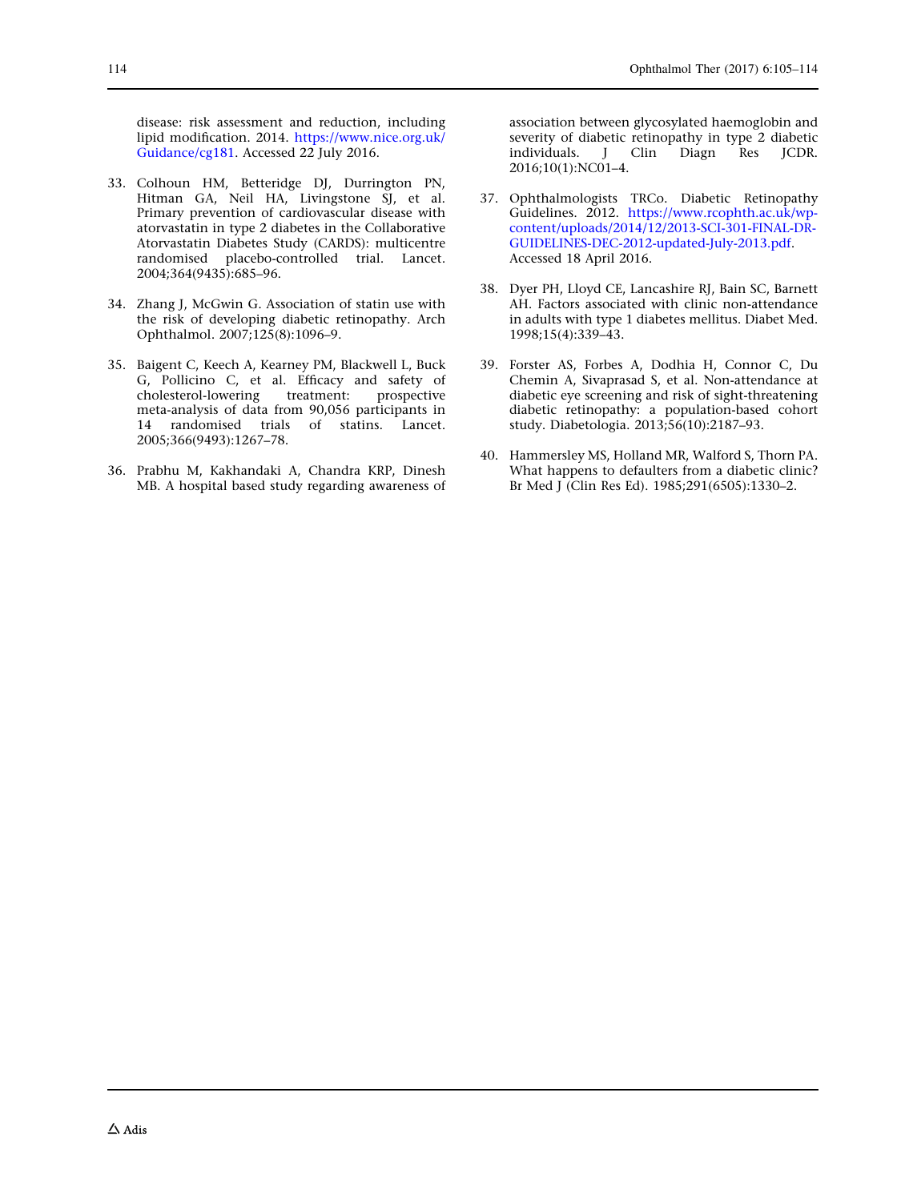disease: risk assessment and reduction, including lipid modification. 2014. https://www.nice.org.uk/Guidance/cg181. Accessed 22 July 2016.

33. Colhoun HM, Betteridge DJ, Durrington PN, Hitman GA, Neil HA, Livingstone SJ, et al. Primary prevention of cardiovascular disease with atorvastatin in type 2 diabetes in the Collaborative Atorvastatin Diabetes Study (CARDS): multicentre randomised placebo-controlled trial. Lancet. 2004;364(9435):685–96.

34. Zhang J, McGwin G. Association of statin use with the risk of developing diabetic retinopathy. Arch Ophthalmol. 2007;125(8):1096–9.

35. Baigent C, Keech A, Kearney PM, Blackwell L, Buck G, Pollicino C, et al. Efficacy and safety of cholesterol-lowering treatment: prospective meta-analysis of data from 90,056 participants in 14 randomised trials of statins. Lancet. 2005;366(9493):1267–78.

36. Prabhu M, Kakhandaki A, Chandra KRP, Dinesh MB. A hospital based study regarding awareness of association between glycosylated haemoglobin and severity of diabetic retinopathy in type 2 diabetic individuals. J Clin Diagn Res JCDR. 2016;10(1):NC01–4.

37. Ophthalmologists TRCo. Diabetic Retinopathy Guidelines. 2012. https://www.rcophth.ac.uk/wp-content/uploads/2014/12/2013-SCI-301-FINAL-DR-GUIDELINES-DEC-2012-updated-July-2013.pdf. Accessed 18 April 2016.

38. Dyer PH, Lloyd CE, Lancashire RJ, Bain SC, Barnett AH. Factors associated with clinic non-attendance in adults with type 1 diabetes mellitus. Diabet Med. 1998;15(4):339–43.

39. Forster AS, Forbes A, Dodhia H, Connor C, Du Chemin A, Sivaprasad S, et al. Non-attendance at diabetic eye screening and risk of sight-threatening diabetic retinopathy: a population-based cohort study. Diabetologia. 2013;56(10):2187–93.

40. Hammersley MS, Holland MR, Walford S, Thorn PA. What happens to defaulters from a diabetic clinic? Br Med J (Clin Res Ed). 1985;291(6505):1330–2.